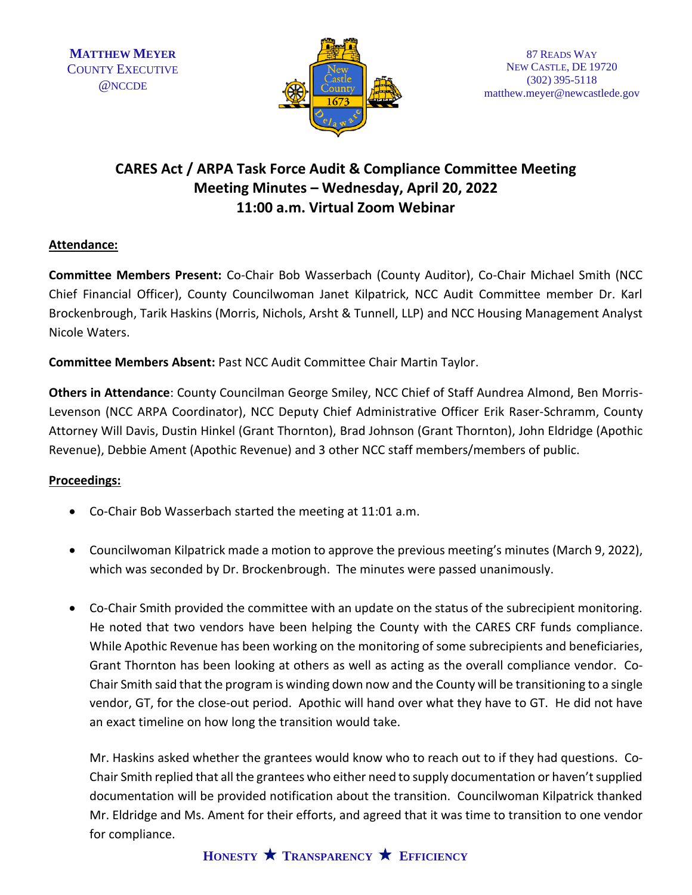MATTHEW MEYER
COUNTY EXECUTIVE
@NCCDE

87 READS WAY
NEW CASTLE, DE 19720
(302) 395-5118
matthew.meyer@newcastlede.gov

# CARES Act / ARPA Task Force Audit & Compliance Committee Meeting
## Meeting Minutes – Wednesday, April 20, 2022
## 11:00 a.m. Virtual Zoom Webinar

**Attendance:**

**Committee Members Present:** Co-Chair Bob Wasserbach (County Auditor), Co-Chair Michael Smith (NCC Chief Financial Officer), County Councilwoman Janet Kilpatrick, NCC Audit Committee member Dr. Karl Brockenbrough, Tarik Haskins (Morris, Nichols, Arsht & Tunnell, LLP) and NCC Housing Management Analyst Nicole Waters.

**Committee Members Absent:** Past NCC Audit Committee Chair Martin Taylor.

**Others in Attendance**: County Councilman George Smiley, NCC Chief of Staff Aundrea Almond, Ben Morris-Levenson (NCC ARPA Coordinator), NCC Deputy Chief Administrative Officer Erik Raser-Schramm, County Attorney Will Davis, Dustin Hinkel (Grant Thornton), Brad Johnson (Grant Thornton), John Eldridge (Apothic Revenue), Debbie Ament (Apothic Revenue) and 3 other NCC staff members/members of public.

**Proceedings:**

- Co-Chair Bob Wasserbach started the meeting at 11:01 a.m.

- Councilwoman Kilpatrick made a motion to approve the previous meeting's minutes (March 9, 2022), which was seconded by Dr. Brockenbrough. The minutes were passed unanimously.

- Co-Chair Smith provided the committee with an update on the status of the subrecipient monitoring. He noted that two vendors have been helping the County with the CARES CRF funds compliance. While Apothic Revenue has been working on the monitoring of some subrecipients and beneficiaries, Grant Thornton has been looking at others as well as acting as the overall compliance vendor. Co-Chair Smith said that the program is winding down now and the County will be transitioning to a single vendor, GT, for the close-out period. Apothic will hand over what they have to GT. He did not have an exact timeline on how long the transition would take.

  Mr. Haskins asked whether the grantees would know who to reach out to if they had questions. Co-Chair Smith replied that all the grantees who either need to supply documentation or haven't supplied documentation will be provided notification about the transition. Councilwoman Kilpatrick thanked Mr. Eldridge and Ms. Ament for their efforts, and agreed that it was time to transition to one vendor for compliance.

HONESTY ★ TRANSPARENCY ★ EFFICIENCY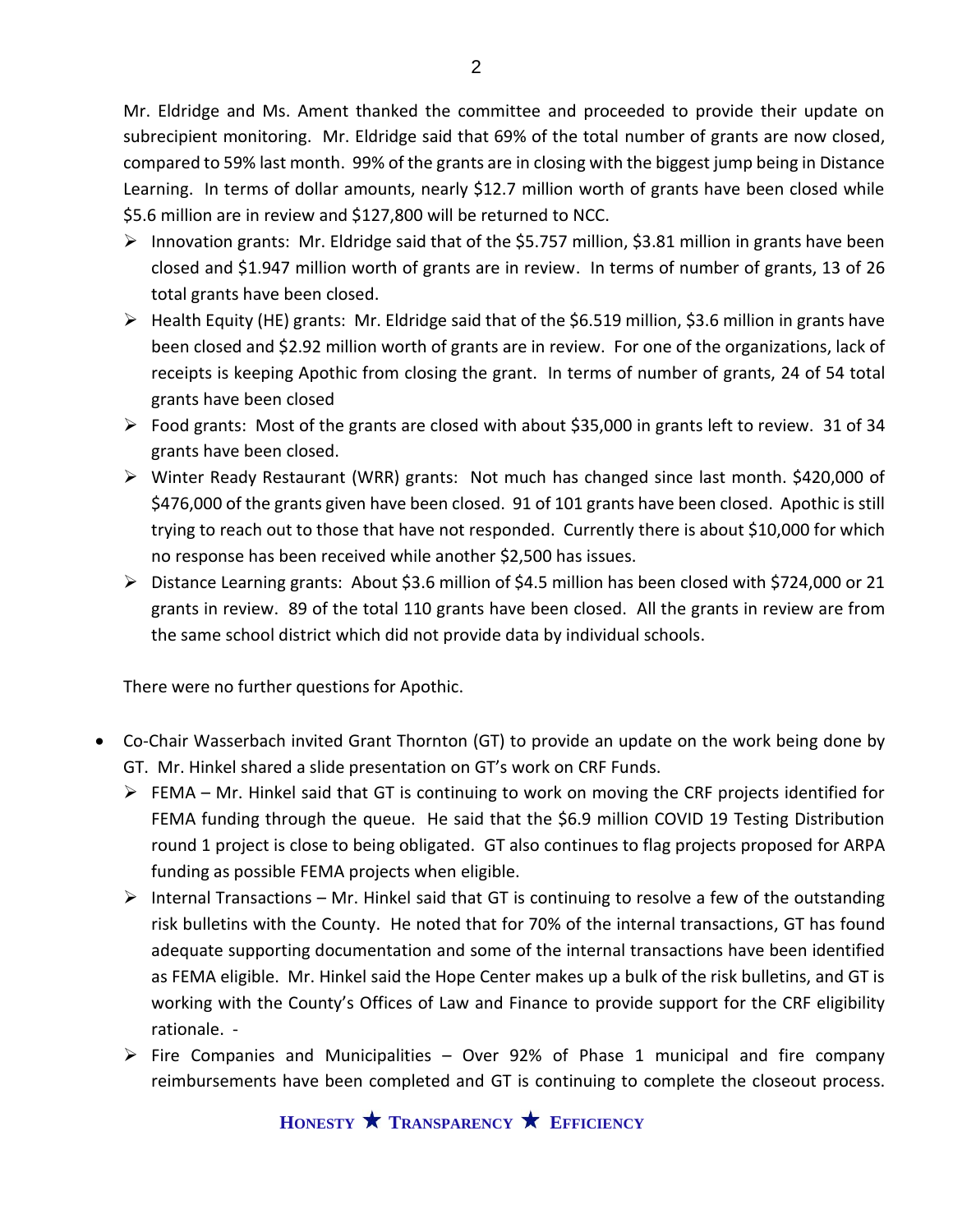Mr. Eldridge and Ms. Ament thanked the committee and proceeded to provide their update on subrecipient monitoring. Mr. Eldridge said that 69% of the total number of grants are now closed, compared to 59% last month. 99% of the grants are in closing with the biggest jump being in Distance Learning. In terms of dollar amounts, nearly $12.7 million worth of grants have been closed while $5.6 million are in review and $127,800 will be returned to NCC.

- Innovation grants: Mr. Eldridge said that of the $5.757 million, $3.81 million in grants have been closed and $1.947 million worth of grants are in review. In terms of number of grants, 13 of 26 total grants have been closed.
- Health Equity (HE) grants: Mr. Eldridge said that of the $6.519 million, $3.6 million in grants have been closed and $2.92 million worth of grants are in review. For one of the organizations, lack of receipts is keeping Apothic from closing the grant. In terms of number of grants, 24 of 54 total grants have been closed
- Food grants: Most of the grants are closed with about $35,000 in grants left to review. 31 of 34 grants have been closed.
- Winter Ready Restaurant (WRR) grants: Not much has changed since last month. $420,000 of $476,000 of the grants given have been closed. 91 of 101 grants have been closed. Apothic is still trying to reach out to those that have not responded. Currently there is about $10,000 for which no response has been received while another $2,500 has issues.
- Distance Learning grants: About $3.6 million of $4.5 million has been closed with $724,000 or 21 grants in review. 89 of the total 110 grants have been closed. All the grants in review are from the same school district which did not provide data by individual schools.

There were no further questions for Apothic.

- Co-Chair Wasserbach invited Grant Thornton (GT) to provide an update on the work being done by GT. Mr. Hinkel shared a slide presentation on GT's work on CRF Funds.
  - FEMA – Mr. Hinkel said that GT is continuing to work on moving the CRF projects identified for FEMA funding through the queue. He said that the $6.9 million COVID 19 Testing Distribution round 1 project is close to being obligated. GT also continues to flag projects proposed for ARPA funding as possible FEMA projects when eligible.
  - Internal Transactions – Mr. Hinkel said that GT is continuing to resolve a few of the outstanding risk bulletins with the County. He noted that for 70% of the internal transactions, GT has found adequate supporting documentation and some of the internal transactions have been identified as FEMA eligible. Mr. Hinkel said the Hope Center makes up a bulk of the risk bulletins, and GT is working with the County's Offices of Law and Finance to provide support for the CRF eligibility rationale. -
  - Fire Companies and Municipalities – Over 92% of Phase 1 municipal and fire company reimbursements have been completed and GT is continuing to complete the closeout process.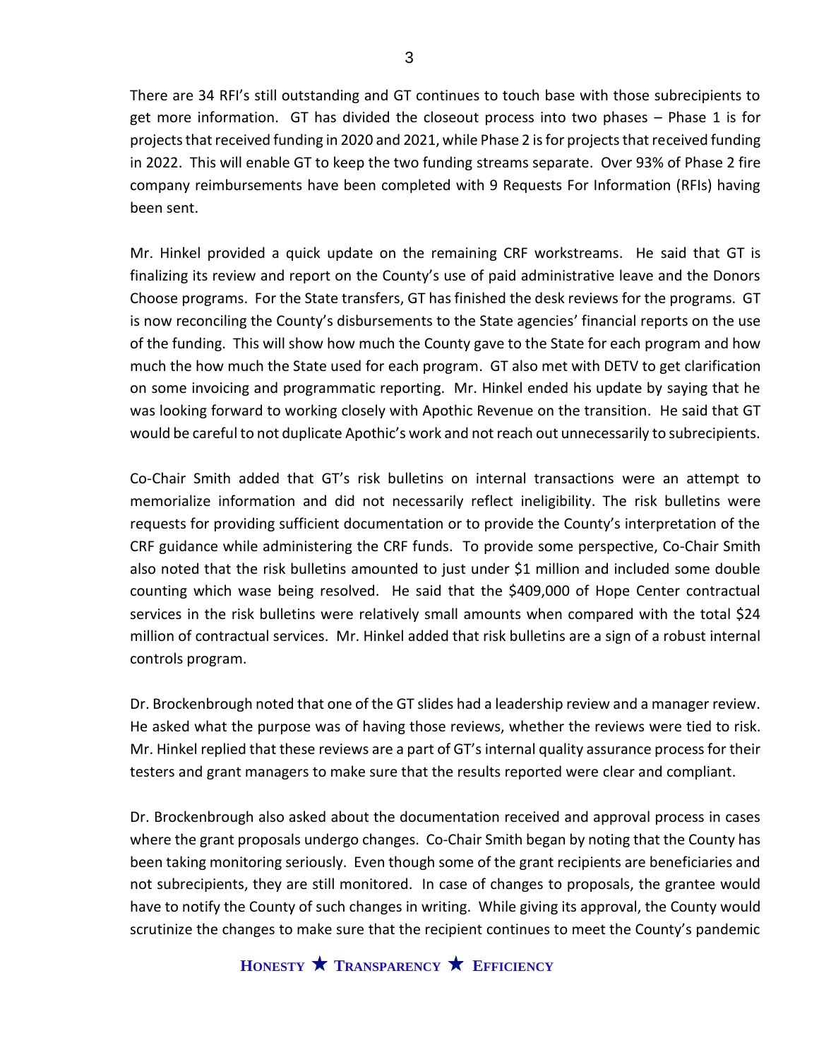There are 34 RFI's still outstanding and GT continues to touch base with those subrecipients to get more information. GT has divided the closeout process into two phases – Phase 1 is for projects that received funding in 2020 and 2021, while Phase 2 is for projects that received funding in 2022. This will enable GT to keep the two funding streams separate. Over 93% of Phase 2 fire company reimbursements have been completed with 9 Requests For Information (RFIs) having been sent.

Mr. Hinkel provided a quick update on the remaining CRF workstreams. He said that GT is finalizing its review and report on the County's use of paid administrative leave and the Donors Choose programs. For the State transfers, GT has finished the desk reviews for the programs. GT is now reconciling the County's disbursements to the State agencies' financial reports on the use of the funding. This will show how much the County gave to the State for each program and how much the how much the State used for each program. GT also met with DETV to get clarification on some invoicing and programmatic reporting. Mr. Hinkel ended his update by saying that he was looking forward to working closely with Apothic Revenue on the transition. He said that GT would be careful to not duplicate Apothic's work and not reach out unnecessarily to subrecipients.

Co-Chair Smith added that GT's risk bulletins on internal transactions were an attempt to memorialize information and did not necessarily reflect ineligibility. The risk bulletins were requests for providing sufficient documentation or to provide the County's interpretation of the CRF guidance while administering the CRF funds. To provide some perspective, Co-Chair Smith also noted that the risk bulletins amounted to just under $1 million and included some double counting which wase being resolved. He said that the $409,000 of Hope Center contractual services in the risk bulletins were relatively small amounts when compared with the total $24 million of contractual services. Mr. Hinkel added that risk bulletins are a sign of a robust internal controls program.

Dr. Brockenbrough noted that one of the GT slides had a leadership review and a manager review. He asked what the purpose was of having those reviews, whether the reviews were tied to risk. Mr. Hinkel replied that these reviews are a part of GT's internal quality assurance process for their testers and grant managers to make sure that the results reported were clear and compliant.

Dr. Brockenbrough also asked about the documentation received and approval process in cases where the grant proposals undergo changes. Co-Chair Smith began by noting that the County has been taking monitoring seriously. Even though some of the grant recipients are beneficiaries and not subrecipients, they are still monitored. In case of changes to proposals, the grantee would have to notify the County of such changes in writing. While giving its approval, the County would scrutinize the changes to make sure that the recipient continues to meet the County's pandemic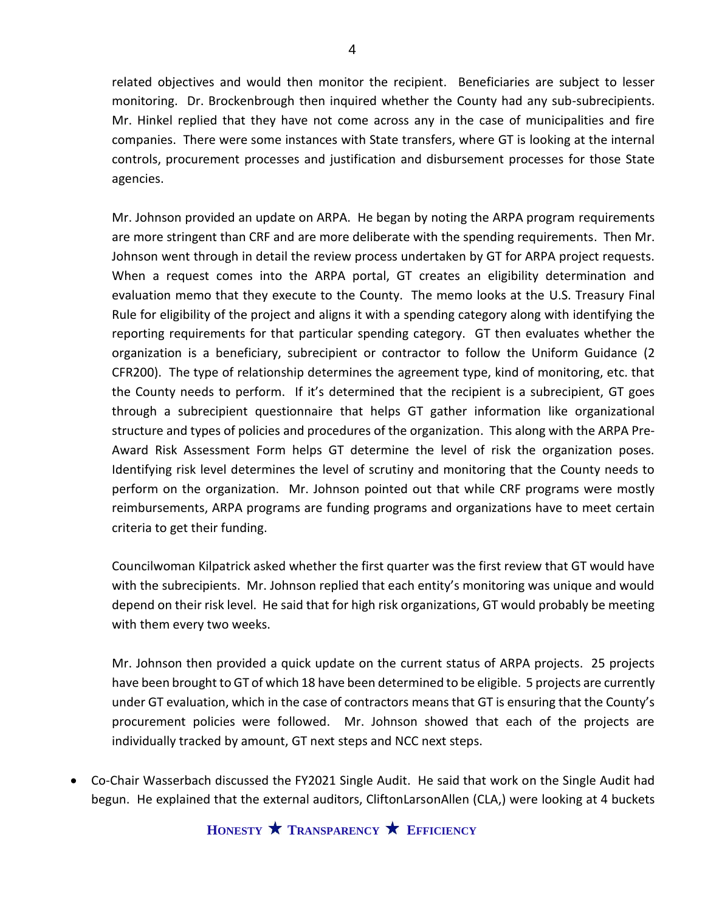related objectives and would then monitor the recipient. Beneficiaries are subject to lesser monitoring. Dr. Brockenbrough then inquired whether the County had any sub-subrecipients. Mr. Hinkel replied that they have not come across any in the case of municipalities and fire companies. There were some instances with State transfers, where GT is looking at the internal controls, procurement processes and justification and disbursement processes for those State agencies.

Mr. Johnson provided an update on ARPA. He began by noting the ARPA program requirements are more stringent than CRF and are more deliberate with the spending requirements. Then Mr. Johnson went through in detail the review process undertaken by GT for ARPA project requests. When a request comes into the ARPA portal, GT creates an eligibility determination and evaluation memo that they execute to the County. The memo looks at the U.S. Treasury Final Rule for eligibility of the project and aligns it with a spending category along with identifying the reporting requirements for that particular spending category. GT then evaluates whether the organization is a beneficiary, subrecipient or contractor to follow the Uniform Guidance (2 CFR200). The type of relationship determines the agreement type, kind of monitoring, etc. that the County needs to perform. If it's determined that the recipient is a subrecipient, GT goes through a subrecipient questionnaire that helps GT gather information like organizational structure and types of policies and procedures of the organization. This along with the ARPA Pre-Award Risk Assessment Form helps GT determine the level of risk the organization poses. Identifying risk level determines the level of scrutiny and monitoring that the County needs to perform on the organization. Mr. Johnson pointed out that while CRF programs were mostly reimbursements, ARPA programs are funding programs and organizations have to meet certain criteria to get their funding.

Councilwoman Kilpatrick asked whether the first quarter was the first review that GT would have with the subrecipients. Mr. Johnson replied that each entity's monitoring was unique and would depend on their risk level. He said that for high risk organizations, GT would probably be meeting with them every two weeks.

Mr. Johnson then provided a quick update on the current status of ARPA projects. 25 projects have been brought to GT of which 18 have been determined to be eligible. 5 projects are currently under GT evaluation, which in the case of contractors means that GT is ensuring that the County's procurement policies were followed. Mr. Johnson showed that each of the projects are individually tracked by amount, GT next steps and NCC next steps.

- Co-Chair Wasserbach discussed the FY2021 Single Audit. He said that work on the Single Audit had begun. He explained that the external auditors, CliftonLarsonAllen (CLA,) were looking at 4 buckets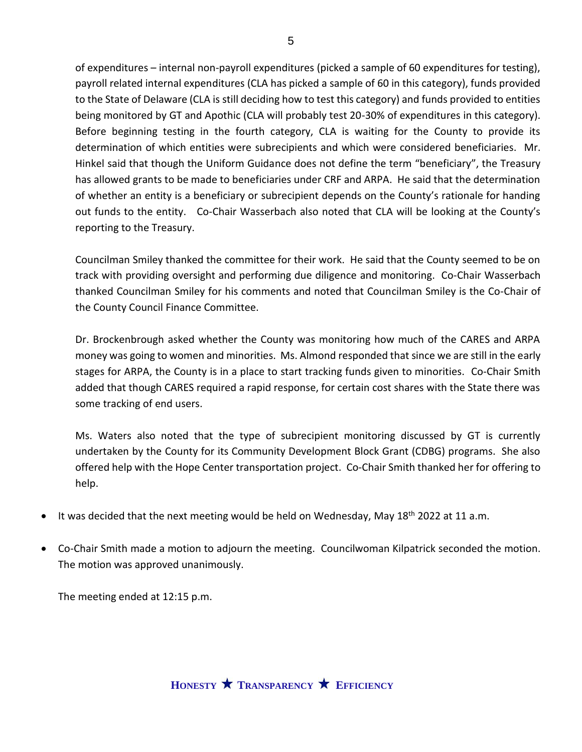of expenditures – internal non-payroll expenditures (picked a sample of 60 expenditures for testing), payroll related internal expenditures (CLA has picked a sample of 60 in this category), funds provided to the State of Delaware (CLA is still deciding how to test this category) and funds provided to entities being monitored by GT and Apothic (CLA will probably test 20-30% of expenditures in this category). Before beginning testing in the fourth category, CLA is waiting for the County to provide its determination of which entities were subrecipients and which were considered beneficiaries. Mr. Hinkel said that though the Uniform Guidance does not define the term "beneficiary", the Treasury has allowed grants to be made to beneficiaries under CRF and ARPA. He said that the determination of whether an entity is a beneficiary or subrecipient depends on the County's rationale for handing out funds to the entity. Co-Chair Wasserbach also noted that CLA will be looking at the County's reporting to the Treasury.

Councilman Smiley thanked the committee for their work. He said that the County seemed to be on track with providing oversight and performing due diligence and monitoring. Co-Chair Wasserbach thanked Councilman Smiley for his comments and noted that Councilman Smiley is the Co-Chair of the County Council Finance Committee.

Dr. Brockenbrough asked whether the County was monitoring how much of the CARES and ARPA money was going to women and minorities. Ms. Almond responded that since we are still in the early stages for ARPA, the County is in a place to start tracking funds given to minorities. Co-Chair Smith added that though CARES required a rapid response, for certain cost shares with the State there was some tracking of end users.

Ms. Waters also noted that the type of subrecipient monitoring discussed by GT is currently undertaken by the County for its Community Development Block Grant (CDBG) programs. She also offered help with the Hope Center transportation project. Co-Chair Smith thanked her for offering to help.

- It was decided that the next meeting would be held on Wednesday, May 18th 2022 at 11 a.m.
- Co-Chair Smith made a motion to adjourn the meeting. Councilwoman Kilpatrick seconded the motion. The motion was approved unanimously.

The meeting ended at 12:15 p.m.

**HONESTY ★ TRANSPARENCY ★ EFFICIENCY**